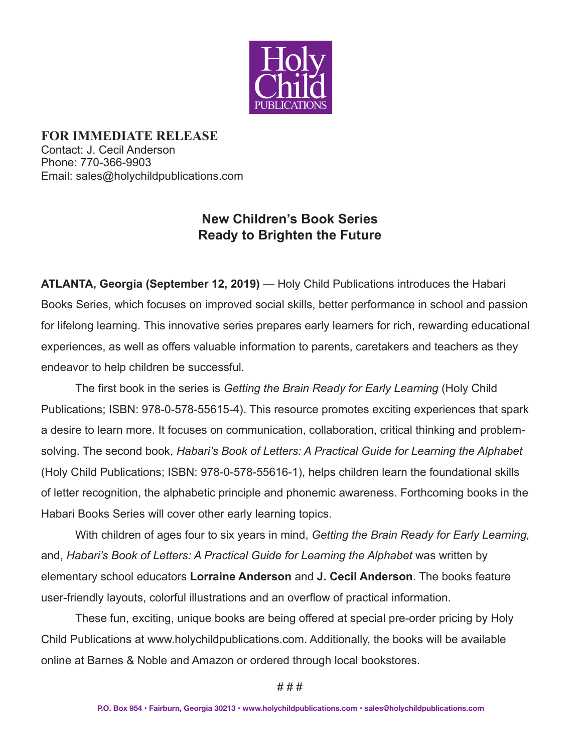Holy Child PUBLICATIONS

**FOR IMMEDIATE RELEASE**
Contact: J. Cecil Anderson
Phone: 770-366-9903
Email: sales@holychildpublications.com

## New Children's Book Series Ready to Brighten the Future

**ATLANTA, Georgia (September 12, 2019)** — Holy Child Publications introduces the Habari Books Series, which focuses on improved social skills, better performance in school and passion for lifelong learning. This innovative series prepares early learners for rich, rewarding educational experiences, as well as offers valuable information to parents, caretakers and teachers as they endeavor to help children be successful.

The first book in the series is *Getting the Brain Ready for Early Learning* (Holy Child Publications; ISBN: 978-0-578-55615-4). This resource promotes exciting experiences that spark a desire to learn more. It focuses on communication, collaboration, critical thinking and problem-solving. The second book, *Habari's Book of Letters: A Practical Guide for Learning the Alphabet* (Holy Child Publications; ISBN: 978-0-578-55616-1), helps children learn the foundational skills of letter recognition, the alphabetic principle and phonemic awareness. Forthcoming books in the Habari Books Series will cover other early learning topics.

With children of ages four to six years in mind, *Getting the Brain Ready for Early Learning,* and, *Habari's Book of Letters: A Practical Guide for Learning the Alphabet* was written by elementary school educators **Lorraine Anderson** and **J. Cecil Anderson**. The books feature user-friendly layouts, colorful illustrations and an overflow of practical information.

These fun, exciting, unique books are being offered at special pre-order pricing by Holy Child Publications at www.holychildpublications.com. Additionally, the books will be available online at Barnes & Noble and Amazon or ordered through local bookstores.

# # #

**P.O. Box 954 • Fairburn, Georgia 30213 • www.holychildpublications.com • sales@holychildpublications.com**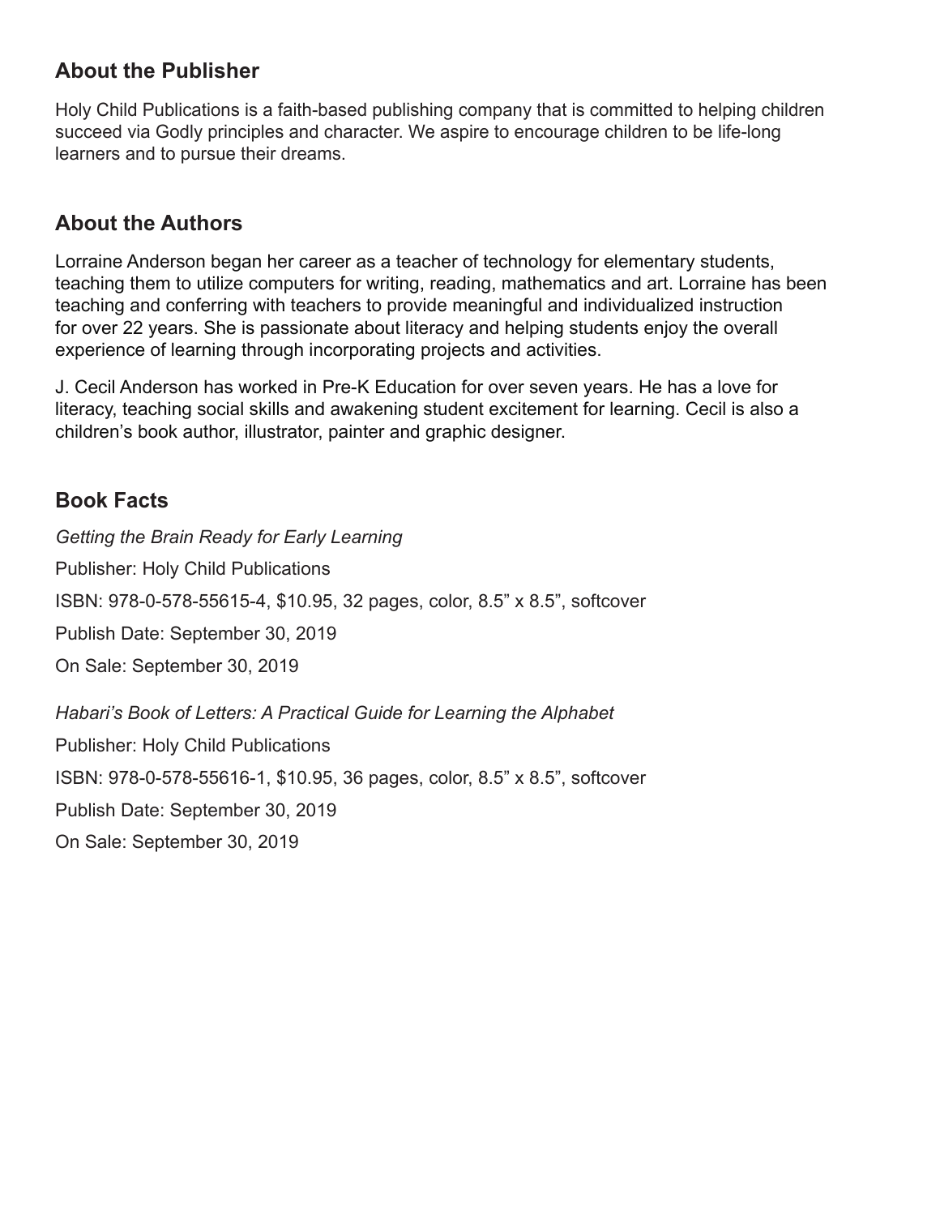## About the Publisher

Holy Child Publications is a faith-based publishing company that is committed to helping children succeed via Godly principles and character. We aspire to encourage children to be life-long learners and to pursue their dreams.

## About the Authors

Lorraine Anderson began her career as a teacher of technology for elementary students, teaching them to utilize computers for writing, reading, mathematics and art. Lorraine has been teaching and conferring with teachers to provide meaningful and individualized instruction for over 22 years. She is passionate about literacy and helping students enjoy the overall experience of learning through incorporating projects and activities.

J. Cecil Anderson has worked in Pre-K Education for over seven years. He has a love for literacy, teaching social skills and awakening student excitement for learning. Cecil is also a children's book author, illustrator, painter and graphic designer.

## Book Facts

*Getting the Brain Ready for Early Learning*

Publisher: Holy Child Publications

ISBN: 978-0-578-55615-4, $10.95, 32 pages, color, 8.5" x 8.5", softcover

Publish Date: September 30, 2019

On Sale: September 30, 2019

*Habari's Book of Letters: A Practical Guide for Learning the Alphabet*

Publisher: Holy Child Publications

ISBN: 978-0-578-55616-1, $10.95, 36 pages, color, 8.5" x 8.5", softcover

Publish Date: September 30, 2019

On Sale: September 30, 2019